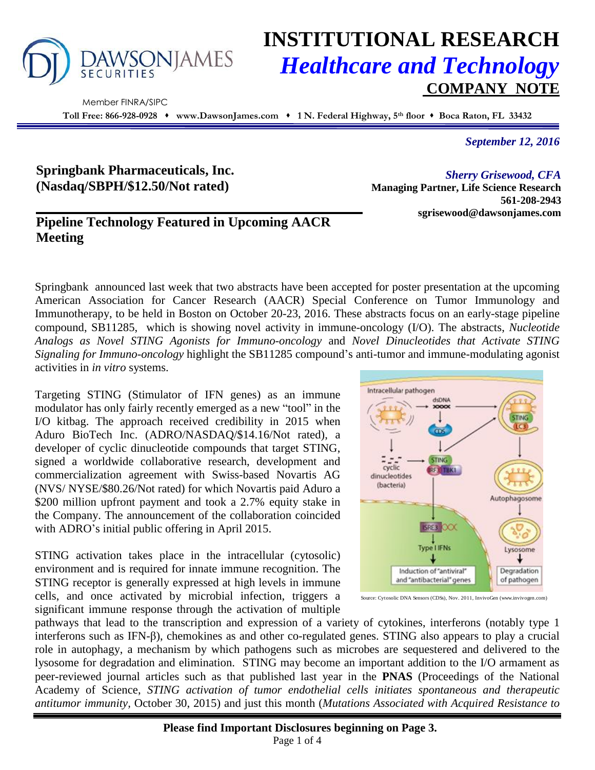# INSTITUTIONAL RESEARCH

## *Healthcare and Technology*

## COMPANY NOTE

DAWSON JAMES SECURITIES

Member FINRA/SIPC

**Toll Free: 866-928-0928 • www.DawsonJames.com • 1 N. Federal Highway, 5th floor • Boca Raton, FL 33432**

*September 12, 2016*

**Springbank Pharmaceuticals, Inc. (Nasdaq/SBPH/$12.50/Not rated)**

*Sherry Grisewood, CFA*
**Managing Partner, Life Science Research**
**561-208-2943**
**sgrisewood@dawsonjames.com**

## Pipeline Technology Featured in Upcoming AACR Meeting

Springbank announced last week that two abstracts have been accepted for poster presentation at the upcoming American Association for Cancer Research (AACR) Special Conference on Tumor Immunology and Immunotherapy, to be held in Boston on October 20-23, 2016. These abstracts focus on an early-stage pipeline compound, SB11285, which is showing novel activity in immune-oncology (I/O). The abstracts, *Nucleotide Analogs as Novel STING Agonists for Immuno-oncology* and *Novel Dinucleotides that Activate STING Signaling for Immuno-oncology* highlight the SB11285 compound's anti-tumor and immune-modulating agonist activities in *in vitro* systems.

Targeting STING (Stimulator of IFN genes) as an immune modulator has only fairly recently emerged as a new "tool" in the I/O kitbag. The approach received credibility in 2015 when Aduro BioTech Inc. (ADRO/NASDAQ/$14.16/Not rated), a developer of cyclic dinucleotide compounds that target STING, signed a worldwide collaborative research, development and commercialization agreement with Swiss-based Novartis AG (NVS/ NYSE/$80.26/Not rated) for which Novartis paid Aduro a $200 million upfront payment and took a 2.7% equity stake in the Company. The announcement of the collaboration coincided with ADRO's initial public offering in April 2015.

Source: Cytosolic DNA Sensors (CDSs), Nov. 2011, InvivoGen (www.invivogen.com)

STING activation takes place in the intracellular (cytosolic) environment and is required for innate immune recognition. The STING receptor is generally expressed at high levels in immune cells, and once activated by microbial infection, triggers a significant immune response through the activation of multiple pathways that lead to the transcription and expression of a variety of cytokines, interferons (notably type 1 interferons such as IFN-β), chemokines as and other co-regulated genes. STING also appears to play a crucial role in autophagy, a mechanism by which pathogens such as microbes are sequestered and delivered to the lysosome for degradation and elimination. STING may become an important addition to the I/O armament as peer-reviewed journal articles such as that published last year in the **PNAS** (Proceedings of the National Academy of Science, *STING activation of tumor endothelial cells initiates spontaneous and therapeutic antitumor immunity*, October 30, 2015) and just this month (*Mutations Associated with Acquired Resistance to*

**Please find Important Disclosures beginning on Page 3.**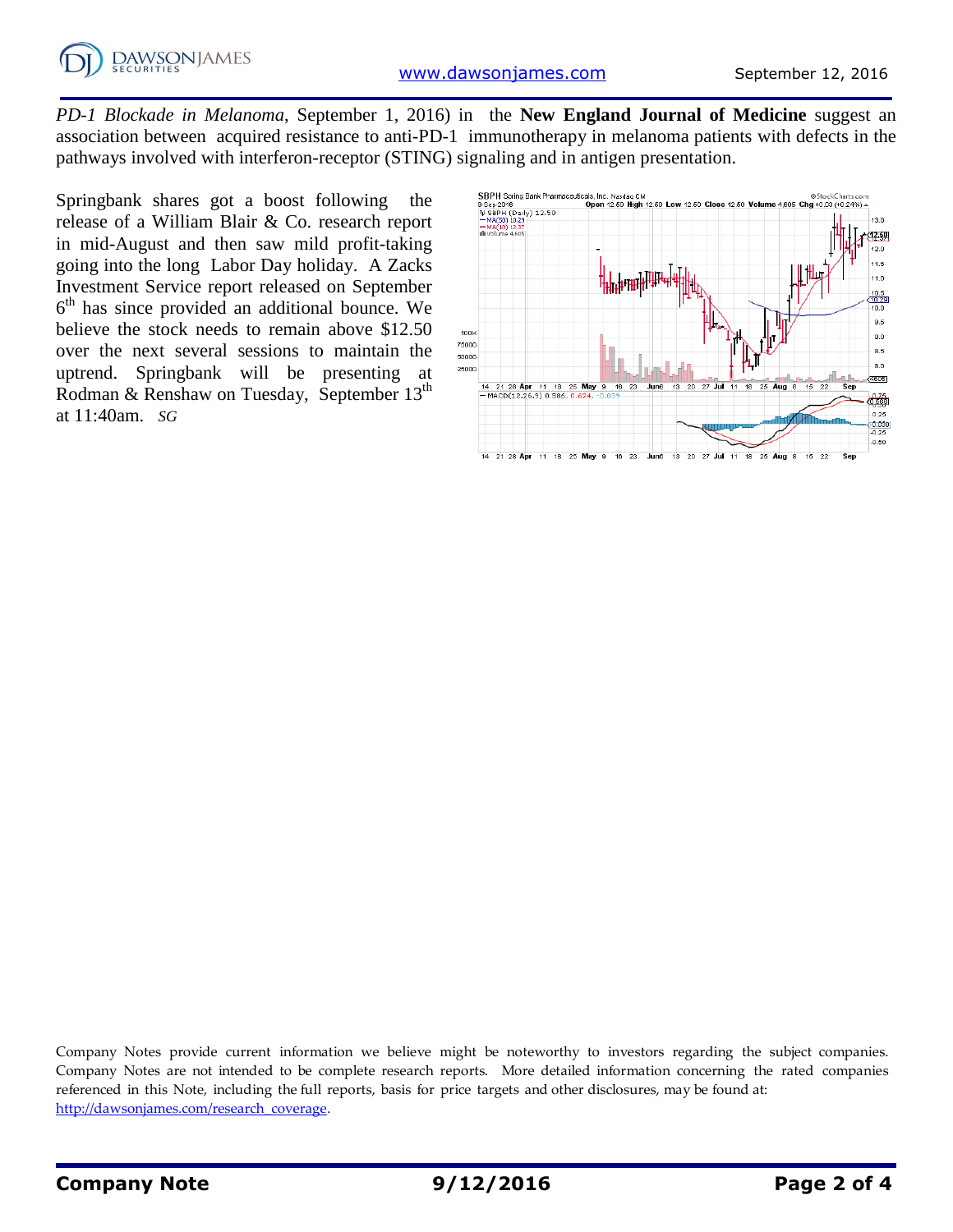*PD-1 Blockade in Melanoma*, September 1, 2016) in the **New England Journal of Medicine** suggest an association between acquired resistance to anti-PD-1 immunotherapy in melanoma patients with defects in the pathways involved with interferon-receptor (STING) signaling and in antigen presentation.

Springbank shares got a boost following the release of a William Blair & Co. research report in mid-August and then saw mild profit-taking going into the long Labor Day holiday. A Zacks Investment Service report released on September 6th has since provided an additional bounce. We believe the stock needs to remain above $12.50 over the next several sessions to maintain the uptrend. Springbank will be presenting at Rodman & Renshaw on Tuesday, September 13th at 11:40am. *SG*

Company Notes provide current information we believe might be noteworthy to investors regarding the subject companies. Company Notes are not intended to be complete research reports. More detailed information concerning the rated companies referenced in this Note, including the full reports, basis for price targets and other disclosures, may be found at: http://dawsonjames.com/research_coverage.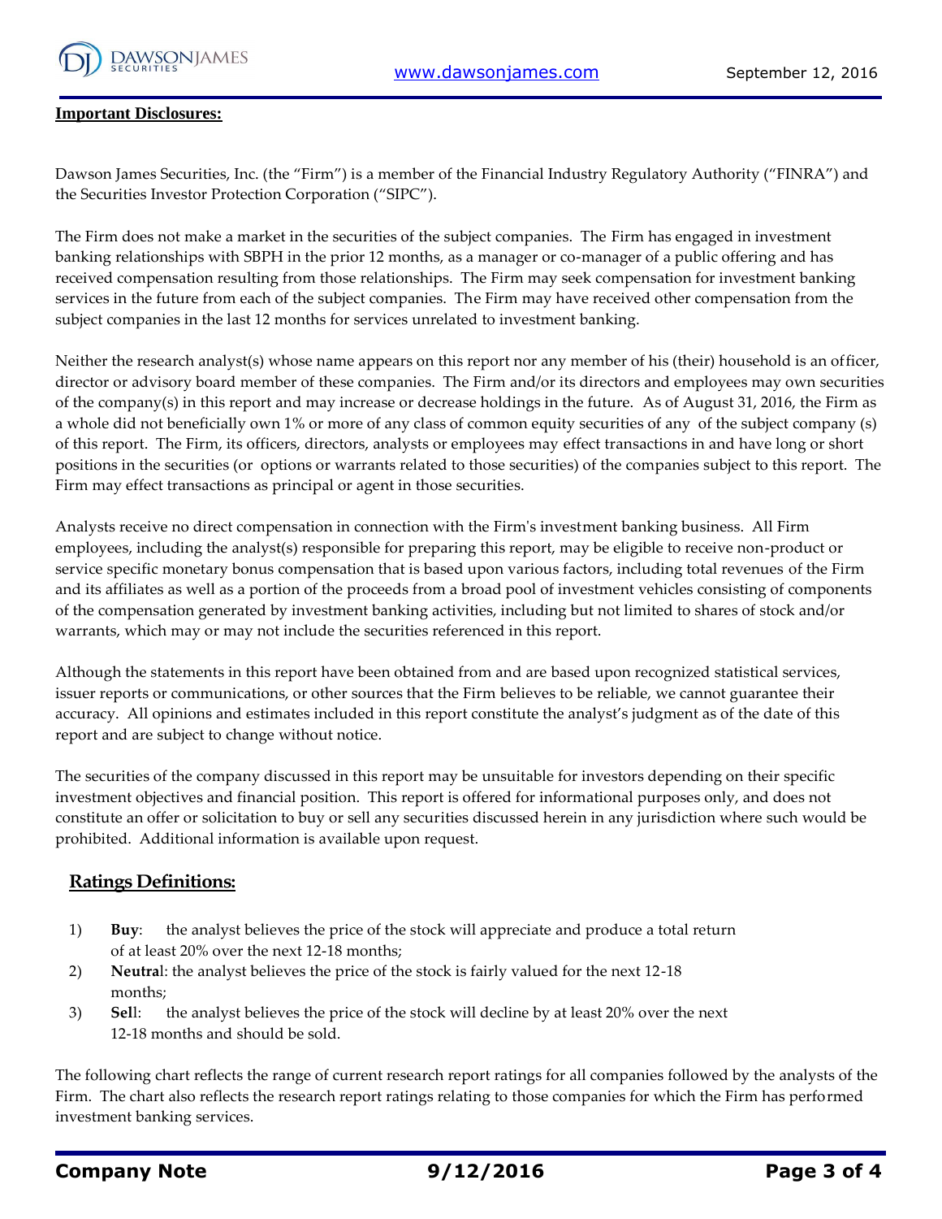**Important Disclosures:**

Dawson James Securities, Inc. (the "Firm") is a member of the Financial Industry Regulatory Authority ("FINRA") and the Securities Investor Protection Corporation ("SIPC").

The Firm does not make a market in the securities of the subject companies. The Firm has engaged in investment banking relationships with SBPH in the prior 12 months, as a manager or co-manager of a public offering and has received compensation resulting from those relationships. The Firm may seek compensation for investment banking services in the future from each of the subject companies. The Firm may have received other compensation from the subject companies in the last 12 months for services unrelated to investment banking.

Neither the research analyst(s) whose name appears on this report nor any member of his (their) household is an officer, director or advisory board member of these companies. The Firm and/or its directors and employees may own securities of the company(s) in this report and may increase or decrease holdings in the future. As of August 31, 2016, the Firm as a whole did not beneficially own 1% or more of any class of common equity securities of any of the subject company (s) of this report. The Firm, its officers, directors, analysts or employees may effect transactions in and have long or short positions in the securities (or options or warrants related to those securities) of the companies subject to this report. The Firm may effect transactions as principal or agent in those securities.

Analysts receive no direct compensation in connection with the Firm's investment banking business. All Firm employees, including the analyst(s) responsible for preparing this report, may be eligible to receive non-product or service specific monetary bonus compensation that is based upon various factors, including total revenues of the Firm and its affiliates as well as a portion of the proceeds from a broad pool of investment vehicles consisting of components of the compensation generated by investment banking activities, including but not limited to shares of stock and/or warrants, which may or may not include the securities referenced in this report.

Although the statements in this report have been obtained from and are based upon recognized statistical services, issuer reports or communications, or other sources that the Firm believes to be reliable, we cannot guarantee their accuracy. All opinions and estimates included in this report constitute the analyst's judgment as of the date of this report and are subject to change without notice.

The securities of the company discussed in this report may be unsuitable for investors depending on their specific investment objectives and financial position. This report is offered for informational purposes only, and does not constitute an offer or solicitation to buy or sell any securities discussed herein in any jurisdiction where such would be prohibited. Additional information is available upon request.

## Ratings Definitions:

1) **Buy**: the analyst believes the price of the stock will appreciate and produce a total return of at least 20% over the next 12-18 months;
2) **Neutral**: the analyst believes the price of the stock is fairly valued for the next 12-18 months;
3) **Sell**: the analyst believes the price of the stock will decline by at least 20% over the next 12-18 months and should be sold.

The following chart reflects the range of current research report ratings for all companies followed by the analysts of the Firm. The chart also reflects the research report ratings relating to those companies for which the Firm has performed investment banking services.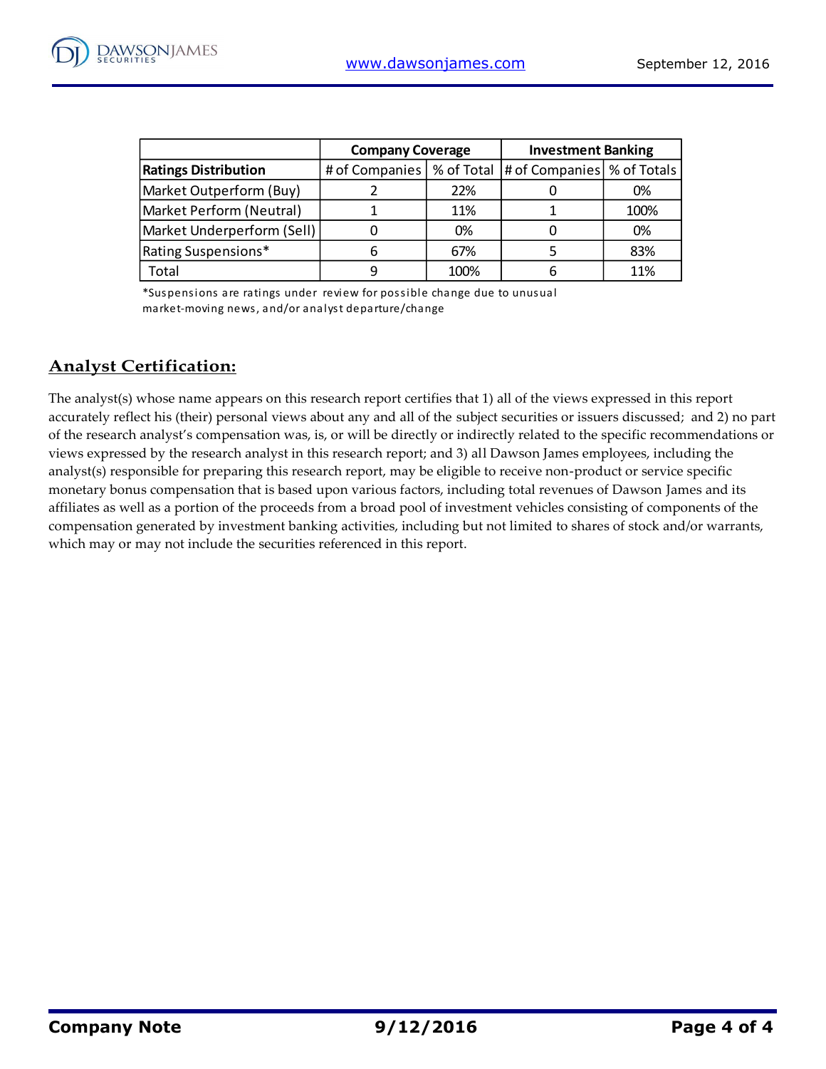| | Company Coverage | | Investment Banking | |
|---|---|---|---|---|
| **Ratings Distribution** | # of Companies | % of Total | # of Companies | % of Totals |
| Market Outperform (Buy) | 2 | 22% | 0 | 0% |
| Market Perform (Neutral) | 1 | 11% | 1 | 100% |
| Market Underperform (Sell) | 0 | 0% | 0 | 0% |
| Rating Suspensions* | 6 | 67% | 5 | 83% |
| Total | 9 | 100% | 6 | 11% |

*Suspensions are ratings under review for possible change due to unusual market-moving news, and/or analyst departure/change

## Analyst Certification:

The analyst(s) whose name appears on this research report certifies that 1) all of the views expressed in this report accurately reflect his (their) personal views about any and all of the subject securities or issuers discussed; and 2) no part of the research analyst's compensation was, is, or will be directly or indirectly related to the specific recommendations or views expressed by the research analyst in this research report; and 3) all Dawson James employees, including the analyst(s) responsible for preparing this research report, may be eligible to receive non-product or service specific monetary bonus compensation that is based upon various factors, including total revenues of Dawson James and its affiliates as well as a portion of the proceeds from a broad pool of investment vehicles consisting of components of the compensation generated by investment banking activities, including but not limited to shares of stock and/or warrants, which may or may not include the securities referenced in this report.